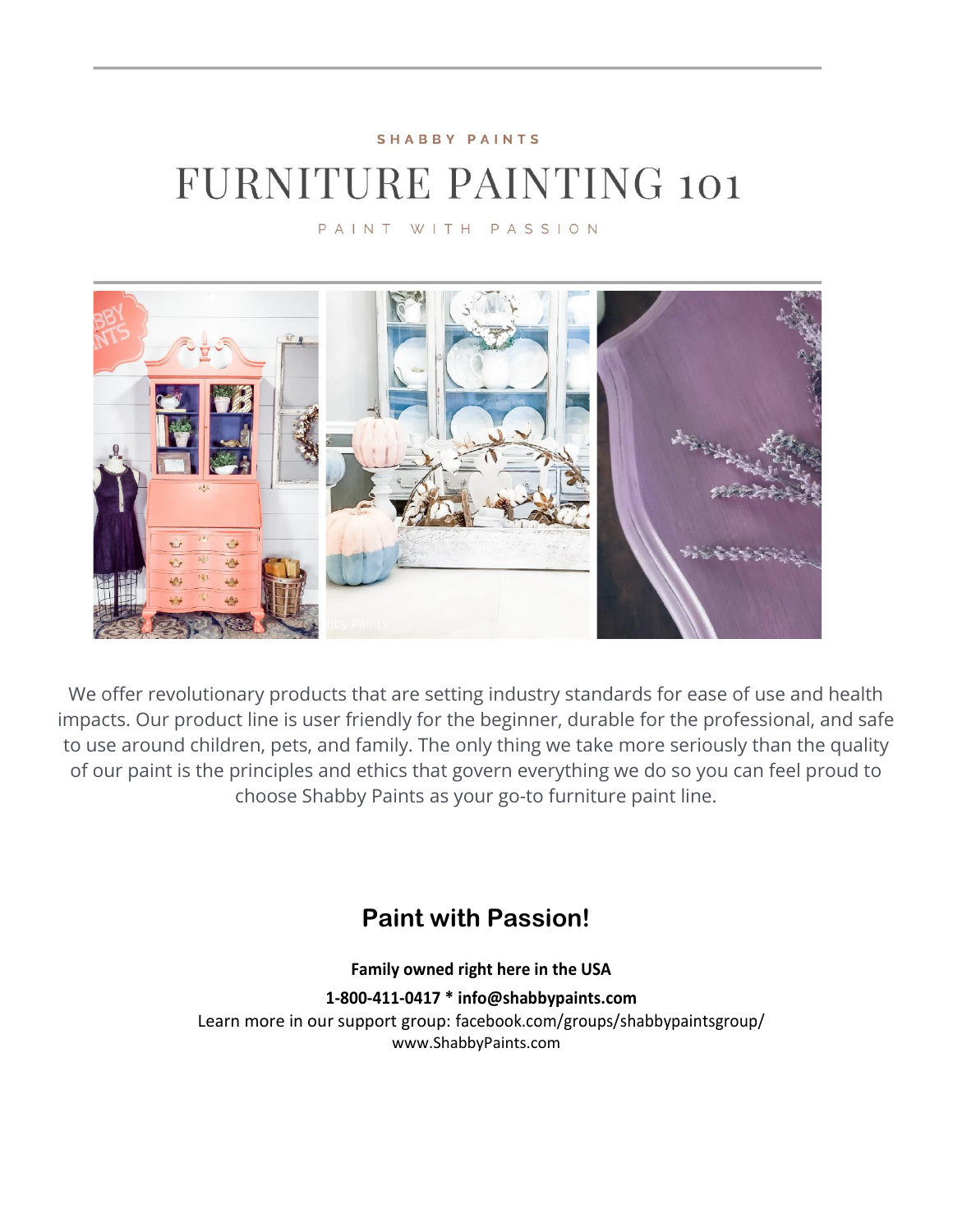SHABBY PAINTS

# FURNITURE PAINTING 101

PAINT WITH PASSION

We offer revolutionary products that are setting industry standards for ease of use and health impacts. Our product line is user friendly for the beginner, durable for the professional, and safe to use around children, pets, and family. The only thing we take more seriously than the quality of our paint is the principles and ethics that govern everything we do so you can feel proud to choose Shabby Paints as your go-to furniture paint line.

## Paint with Passion!

**Family owned right here in the USA**

**1-800-411-0417 * info@shabbypaints.com**

Learn more in our support group: facebook.com/groups/shabbypaintsgroup/

www.ShabbyPaints.com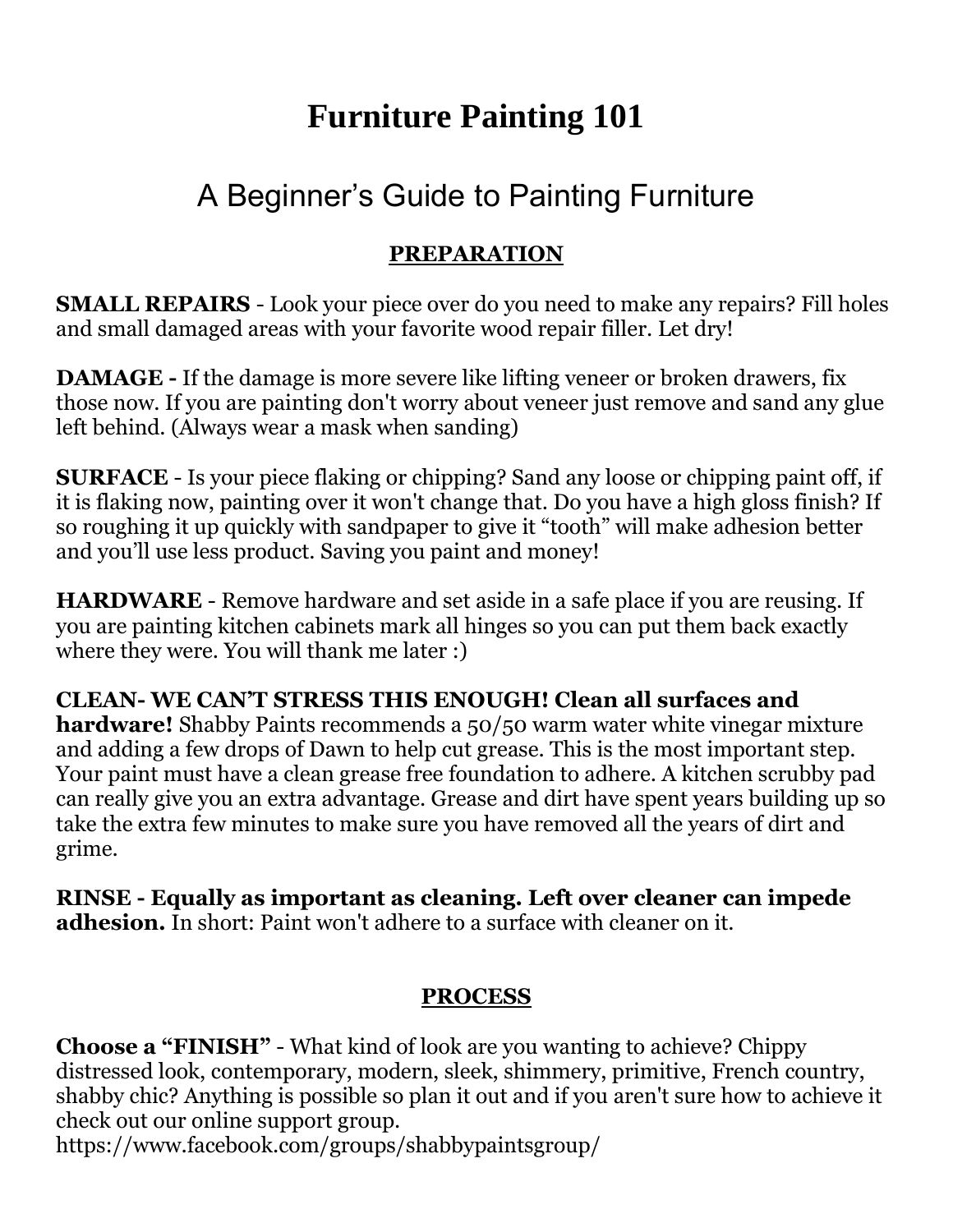# Furniture Painting 101

## A Beginner's Guide to Painting Furniture

### PREPARATION

**SMALL REPAIRS** - Look your piece over do you need to make any repairs? Fill holes and small damaged areas with your favorite wood repair filler. Let dry!

**DAMAGE -** If the damage is more severe like lifting veneer or broken drawers, fix those now. If you are painting don't worry about veneer just remove and sand any glue left behind. (Always wear a mask when sanding)

**SURFACE** - Is your piece flaking or chipping? Sand any loose or chipping paint off, if it is flaking now, painting over it won't change that. Do you have a high gloss finish? If so roughing it up quickly with sandpaper to give it "tooth" will make adhesion better and you'll use less product. Saving you paint and money!

**HARDWARE** - Remove hardware and set aside in a safe place if you are reusing. If you are painting kitchen cabinets mark all hinges so you can put them back exactly where they were. You will thank me later :)

**CLEAN- WE CAN'T STRESS THIS ENOUGH! Clean all surfaces and hardware!** Shabby Paints recommends a 50/50 warm water white vinegar mixture and adding a few drops of Dawn to help cut grease. This is the most important step. Your paint must have a clean grease free foundation to adhere. A kitchen scrubby pad can really give you an extra advantage. Grease and dirt have spent years building up so take the extra few minutes to make sure you have removed all the years of dirt and grime.

**RINSE - Equally as important as cleaning. Left over cleaner can impede adhesion.** In short: Paint won't adhere to a surface with cleaner on it.

### PROCESS

**Choose a "FINISH"** - What kind of look are you wanting to achieve? Chippy distressed look, contemporary, modern, sleek, shimmery, primitive, French country, shabby chic? Anything is possible so plan it out and if you aren't sure how to achieve it check out our online support group.
https://www.facebook.com/groups/shabbypaintsgroup/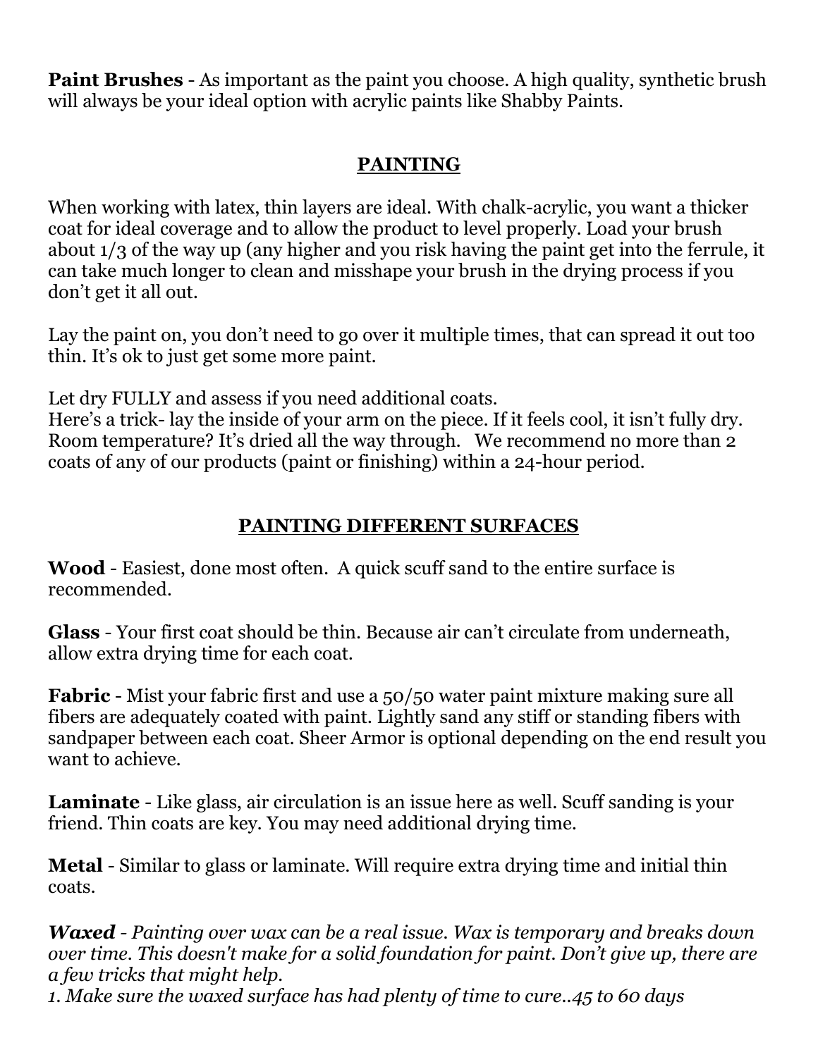**Paint Brushes** - As important as the paint you choose. A high quality, synthetic brush will always be your ideal option with acrylic paints like Shabby Paints.

## PAINTING

When working with latex, thin layers are ideal. With chalk-acrylic, you want a thicker coat for ideal coverage and to allow the product to level properly. Load your brush about 1/3 of the way up (any higher and you risk having the paint get into the ferrule, it can take much longer to clean and misshape your brush in the drying process if you don't get it all out.

Lay the paint on, you don't need to go over it multiple times, that can spread it out too thin. It's ok to just get some more paint.

Let dry FULLY and assess if you need additional coats.
Here's a trick- lay the inside of your arm on the piece. If it feels cool, it isn't fully dry. Room temperature? It's dried all the way through. We recommend no more than 2 coats of any of our products (paint or finishing) within a 24-hour period.

## PAINTING DIFFERENT SURFACES

**Wood** - Easiest, done most often. A quick scuff sand to the entire surface is recommended.

**Glass** - Your first coat should be thin. Because air can't circulate from underneath, allow extra drying time for each coat.

**Fabric** - Mist your fabric first and use a 50/50 water paint mixture making sure all fibers are adequately coated with paint. Lightly sand any stiff or standing fibers with sandpaper between each coat. Sheer Armor is optional depending on the end result you want to achieve.

**Laminate** - Like glass, air circulation is an issue here as well. Scuff sanding is your friend. Thin coats are key. You may need additional drying time.

**Metal** - Similar to glass or laminate. Will require extra drying time and initial thin coats.

***Waxed*** - *Painting over wax can be a real issue. Wax is temporary and breaks down over time. This doesn't make for a solid foundation for paint. Don't give up, there are a few tricks that might help.*

*1. Make sure the waxed surface has had plenty of time to cure..45 to 60 days*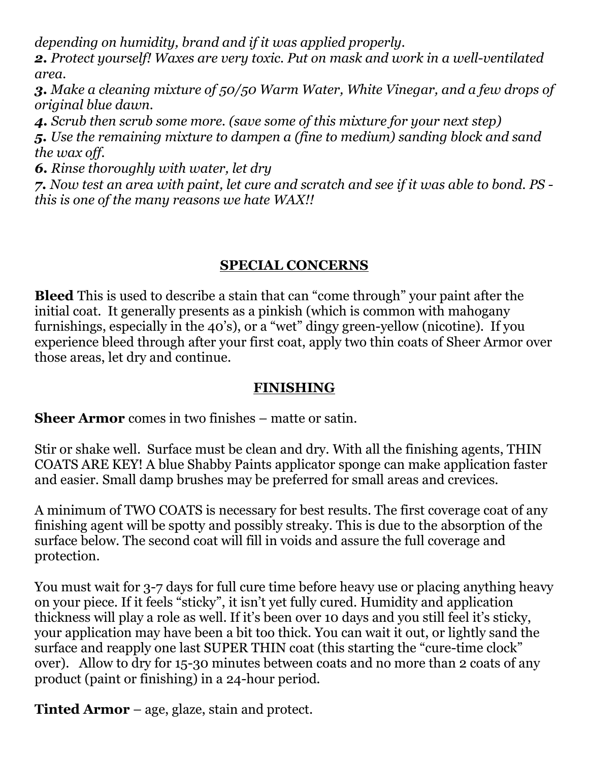*depending on humidity, brand and if it was applied properly.*

***2.** Protect yourself! Waxes are very toxic. Put on mask and work in a well-ventilated area.*

***3.** Make a cleaning mixture of 50/50 Warm Water, White Vinegar, and a few drops of original blue dawn.*

***4.** Scrub then scrub some more. (save some of this mixture for your next step)*

***5.** Use the remaining mixture to dampen a (fine to medium) sanding block and sand the wax off.*

***6.** Rinse thoroughly with water, let dry*

***7.** Now test an area with paint, let cure and scratch and see if it was able to bond. PS - this is one of the many reasons we hate WAX!!*

## SPECIAL CONCERNS

**Bleed** This is used to describe a stain that can "come through" your paint after the initial coat. It generally presents as a pinkish (which is common with mahogany furnishings, especially in the 40's), or a "wet" dingy green-yellow (nicotine). If you experience bleed through after your first coat, apply two thin coats of Sheer Armor over those areas, let dry and continue.

## FINISHING

**Sheer Armor** comes in two finishes – matte or satin.

Stir or shake well. Surface must be clean and dry. With all the finishing agents, THIN COATS ARE KEY! A blue Shabby Paints applicator sponge can make application faster and easier. Small damp brushes may be preferred for small areas and crevices.

A minimum of TWO COATS is necessary for best results. The first coverage coat of any finishing agent will be spotty and possibly streaky. This is due to the absorption of the surface below. The second coat will fill in voids and assure the full coverage and protection.

You must wait for 3-7 days for full cure time before heavy use or placing anything heavy on your piece. If it feels "sticky", it isn't yet fully cured. Humidity and application thickness will play a role as well. If it's been over 10 days and you still feel it's sticky, your application may have been a bit too thick. You can wait it out, or lightly sand the surface and reapply one last SUPER THIN coat (this starting the "cure-time clock" over). Allow to dry for 15-30 minutes between coats and no more than 2 coats of any product (paint or finishing) in a 24-hour period.

**Tinted Armor** – age, glaze, stain and protect.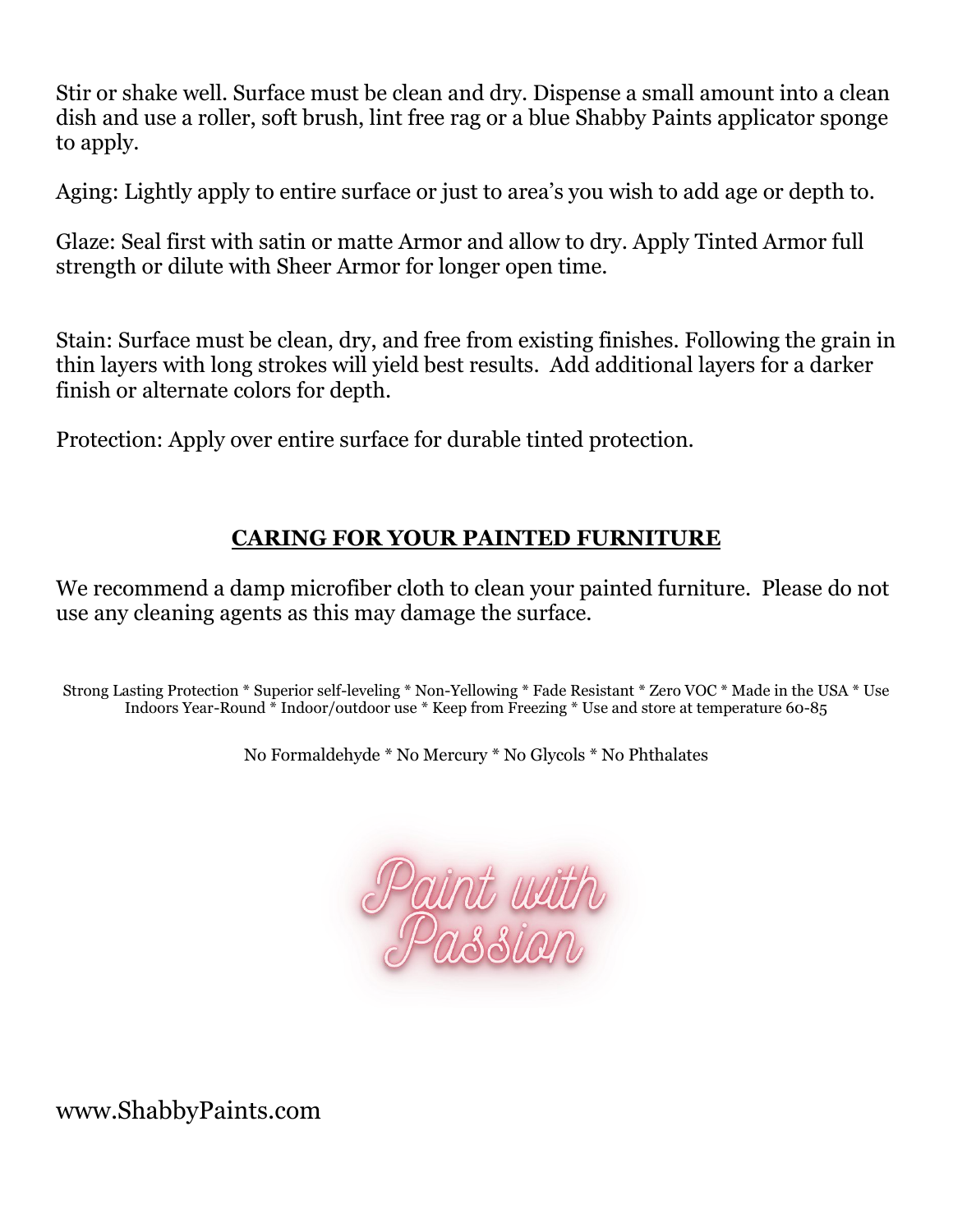Stir or shake well. Surface must be clean and dry. Dispense a small amount into a clean dish and use a roller, soft brush, lint free rag or a blue Shabby Paints applicator sponge to apply.

Aging: Lightly apply to entire surface or just to area's you wish to add age or depth to.

Glaze: Seal first with satin or matte Armor and allow to dry. Apply Tinted Armor full strength or dilute with Sheer Armor for longer open time.

Stain: Surface must be clean, dry, and free from existing finishes. Following the grain in thin layers with long strokes will yield best results. Add additional layers for a darker finish or alternate colors for depth.

Protection: Apply over entire surface for durable tinted protection.

## CARING FOR YOUR PAINTED FURNITURE

We recommend a damp microfiber cloth to clean your painted furniture. Please do not use any cleaning agents as this may damage the surface.

Strong Lasting Protection * Superior self-leveling * Non-Yellowing * Fade Resistant * Zero VOC * Made in the USA * Use Indoors Year-Round * Indoor/outdoor use * Keep from Freezing * Use and store at temperature 60-85

No Formaldehyde * No Mercury * No Glycols * No Phthalates

Paint with Passion

www.ShabbyPaints.com